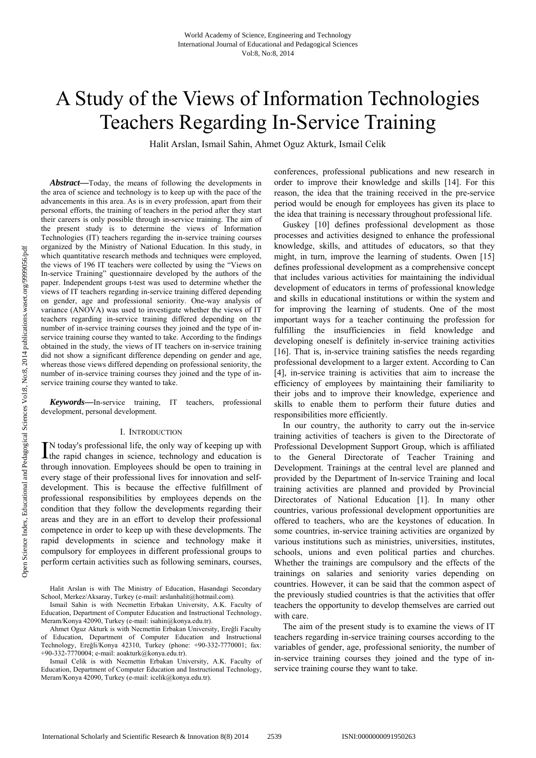# A Study of the Views of Information Technologies Teachers Regarding In-Service Training

Halit Arslan, Ismail Sahin, Ahmet Oguz Akturk, Ismail Celik

***Abstract*—**Today, the means of following the developments in the area of science and technology is to keep up with the pace of the advancements in this area. As is in every profession, apart from their personal efforts, the training of teachers in the period after they start their careers is only possible through in-service training. The aim of the present study is to determine the views of Information Technologies (IT) teachers regarding the in-service training courses organized by the Ministry of National Education. In this study, in which quantitative research methods and techniques were employed, the views of 196 IT teachers were collected by using the "Views on In-service Training" questionnaire developed by the authors of the paper. Independent groups t-test was used to determine whether the views of IT teachers regarding in-service training differed depending on gender, age and professional seniority. One-way analysis of variance (ANOVA) was used to investigate whether the views of IT teachers regarding in-service training differed depending on the number of in-service training courses they joined and the type of in-service training course they wanted to take. According to the findings obtained in the study, the views of IT teachers on in-service training did not show a significant difference depending on gender and age, whereas those views differed depending on professional seniority, the number of in-service training courses they joined and the type of in-service training course they wanted to take.

***Keywords*—**In-service training, IT teachers, professional development, personal development.

## I. Introduction

In today's professional life, the only way of keeping up with the rapid changes in science, technology and education is through innovation. Employees should be open to training in every stage of their professional lives for innovation and self-development. This is because the effective fulfillment of professional responsibilities by employees depends on the condition that they follow the developments regarding their areas and they are in an effort to develop their professional competence in order to keep up with these developments. The rapid developments in science and technology make it compulsory for employees in different professional groups to perform certain activities such as following seminars, courses, conferences, professional publications and new research in order to improve their knowledge and skills [14]. For this reason, the idea that the training received in the pre-service period would be enough for employees has given its place to the idea that training is necessary throughout professional life.

Guskey [10] defines professional development as those processes and activities designed to enhance the professional knowledge, skills, and attitudes of educators, so that they might, in turn, improve the learning of students. Owen [15] defines professional development as a comprehensive concept that includes various activities for maintaining the individual development of educators in terms of professional knowledge and skills in educational institutions or within the system and for improving the learning of students. One of the most important ways for a teacher continuing the profession for fulfilling the insufficiencies in field knowledge and developing oneself is definitely in-service training activities [16]. That is, in-service training satisfies the needs regarding professional development to a larger extent. According to Can [4], in-service training is activities that aim to increase the efficiency of employees by maintaining their familiarity to their jobs and to improve their knowledge, experience and skills to enable them to perform their future duties and responsibilities more efficiently.

In our country, the authority to carry out the in-service training activities of teachers is given to the Directorate of Professional Development Support Group, which is affiliated to the General Directorate of Teacher Training and Development. Trainings at the central level are planned and provided by the Department of In-service Training and local training activities are planned and provided by Provincial Directorates of National Education [1]. In many other countries, various professional development opportunities are offered to teachers, who are the keystones of education. In some countries, in-service training activities are organized by various institutions such as ministries, universities, institutes, schools, unions and even political parties and churches. Whether the trainings are compulsory and the effects of the trainings on salaries and seniority varies depending on countries. However, it can be said that the common aspect of the previously studied countries is that the activities that offer teachers the opportunity to develop themselves are carried out with care.

The aim of the present study is to examine the views of IT teachers regarding in-service training courses according to the variables of gender, age, professional seniority, the number of in-service training courses they joined and the type of in-service training course they want to take.

Halit Arslan is with The Ministry of Education, Hasandagi Secondary School, Merkez/Aksaray, Turkey (e-mail: arslanhalit@hotmail.com).

Ismail Sahin is with Necmettin Erbakan University, A.K. Faculty of Education, Department of Computer Education and Instructional Technology, Meram/Konya 42090, Turkey (e-mail: isahin@konya.edu.tr).

Ahmet Oguz Akturk is with Necmettin Erbakan University, Ereğli Faculty of Education, Department of Computer Education and Instructional Technology, Ereğli/Konya 42310, Turkey (phone: +90-332-7770001; fax: +90-332-7770004; e-mail: aoakturk@konya.edu.tr).

Ismail Celik is with Necmettin Erbakan University, A.K. Faculty of Education, Department of Computer Education and Instructional Technology, Meram/Konya 42090, Turkey (e-mail: icelik@konya.edu.tr).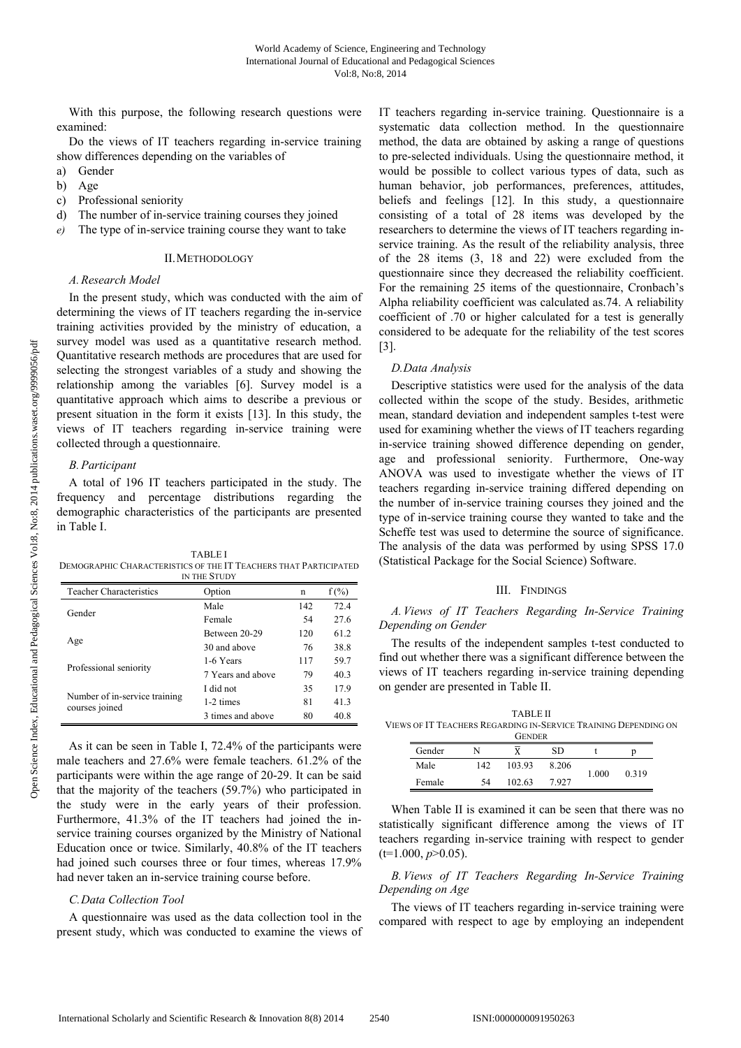With this purpose, the following research questions were examined:

Do the views of IT teachers regarding in-service training show differences depending on the variables of

a) Gender
b) Age
c) Professional seniority
d) The number of in-service training courses they joined
e) The type of in-service training course they want to take

## II. Methodology

### *A. Research Model*

In the present study, which was conducted with the aim of determining the views of IT teachers regarding the in-service training activities provided by the ministry of education, a survey model was used as a quantitative research method. Quantitative research methods are procedures that are used for selecting the strongest variables of a study and showing the relationship among the variables [6]. Survey model is a quantitative approach which aims to describe a previous or present situation in the form it exists [13]. In this study, the views of IT teachers regarding in-service training were collected through a questionnaire.

### *B. Participant*

A total of 196 IT teachers participated in the study. The frequency and percentage distributions regarding the demographic characteristics of the participants are presented in Table I.

TABLE I
DEMOGRAPHIC CHARACTERISTICS OF THE IT TEACHERS THAT PARTICIPATED IN THE STUDY

| Teacher Characteristics | Option | n | f (%) |
|---|---|---|---|
| Gender | Male | 142 | 72.4 |
| | Female | 54 | 27.6 |
| Age | Between 20-29 | 120 | 61.2 |
| | 30 and above | 76 | 38.8 |
| Professional seniority | 1-6 Years | 117 | 59.7 |
| | 7 Years and above | 79 | 40.3 |
| Number of in-service training courses joined | I did not | 35 | 17.9 |
| | 1-2 times | 81 | 41.3 |
| | 3 times and above | 80 | 40.8 |

As it can be seen in Table I, 72.4% of the participants were male teachers and 27.6% were female teachers. 61.2% of the participants were within the age range of 20-29. It can be said that the majority of the teachers (59.7%) who participated in the study were in the early years of their profession. Furthermore, 41.3% of the IT teachers had joined the in-service training courses organized by the Ministry of National Education once or twice. Similarly, 40.8% of the IT teachers had joined such courses three or four times, whereas 17.9% had never taken an in-service training course before.

### *C. Data Collection Tool*

A questionnaire was used as the data collection tool in the present study, which was conducted to examine the views of IT teachers regarding in-service training. Questionnaire is a systematic data collection method. In the questionnaire method, the data are obtained by asking a range of questions to pre-selected individuals. Using the questionnaire method, it would be possible to collect various types of data, such as human behavior, job performances, preferences, attitudes, beliefs and feelings [12]. In this study, a questionnaire consisting of a total of 28 items was developed by the researchers to determine the views of IT teachers regarding in-service training. As the result of the reliability analysis, three of the 28 items (3, 18 and 22) were excluded from the questionnaire since they decreased the reliability coefficient. For the remaining 25 items of the questionnaire, Cronbach's Alpha reliability coefficient was calculated as.74. A reliability coefficient of .70 or higher calculated for a test is generally considered to be adequate for the reliability of the test scores [3].

### *D. Data Analysis*

Descriptive statistics were used for the analysis of the data collected within the scope of the study. Besides, arithmetic mean, standard deviation and independent samples t-test were used for examining whether the views of IT teachers regarding in-service training showed difference depending on gender, age and professional seniority. Furthermore, One-way ANOVA was used to investigate whether the views of IT teachers regarding in-service training differed depending on the number of in-service training courses they joined and the type of in-service training course they wanted to take and the Scheffe test was used to determine the source of significance. The analysis of the data was performed by using SPSS 17.0 (Statistical Package for the Social Science) Software.

## III. Findings

### *A. Views of IT Teachers Regarding In-Service Training Depending on Gender*

The results of the independent samples t-test conducted to find out whether there was a significant difference between the views of IT teachers regarding in-service training depending on gender are presented in Table II.

TABLE II
VIEWS OF IT TEACHERS REGARDING IN-SERVICE TRAINING DEPENDING ON GENDER

| Gender | N | $\bar{X}$ | SD | t | p |
|---|---|---|---|---|---|
| Male | 142 | 103.93 | 8.206 | 1.000 | 0.319 |
| Female | 54 | 102.63 | 7.927 | | |

When Table II is examined it can be seen that there was no statistically significant difference among the views of IT teachers regarding in-service training with respect to gender ($t=1.000$, $p>0.05$).

### *B. Views of IT Teachers Regarding In-Service Training Depending on Age*

The views of IT teachers regarding in-service training were compared with respect to age by employing an independent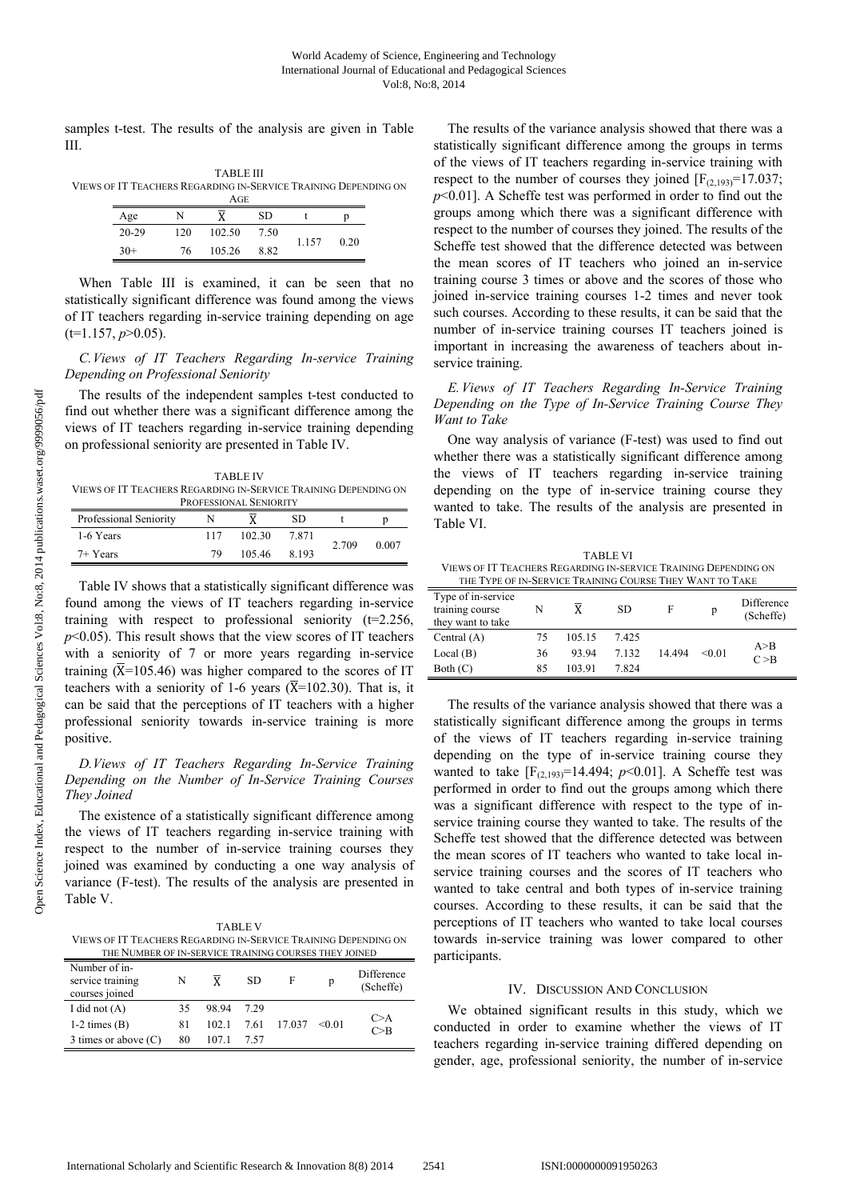samples t-test. The results of the analysis are given in Table III.

TABLE III
VIEWS OF IT TEACHERS REGARDING IN-SERVICE TRAINING DEPENDING ON AGE

| Age | N | $\bar{X}$ | SD | t | p |
|---|---|---|---|---|---|
| 20-29 | 120 | 102.50 | 7.50 | 1.157 | 0.20 |
| 30+ | 76 | 105.26 | 8.82 | | |

When Table III is examined, it can be seen that no statistically significant difference was found among the views of IT teachers regarding in-service training depending on age ($t=1.157$, $p>0.05$).

### C. Views of IT Teachers Regarding In-service Training Depending on Professional Seniority

The results of the independent samples t-test conducted to find out whether there was a significant difference among the views of IT teachers regarding in-service training depending on professional seniority are presented in Table IV.

TABLE IV
VIEWS OF IT TEACHERS REGARDING IN-SERVICE TRAINING DEPENDING ON PROFESSIONAL SENIORITY

| Professional Seniority | N | $\bar{X}$ | SD | t | p |
|---|---|---|---|---|---|
| 1-6 Years | 117 | 102.30 | 7.871 | 2.709 | 0.007 |
| 7+ Years | 79 | 105.46 | 8.193 | | |

Table IV shows that a statistically significant difference was found among the views of IT teachers regarding in-service training with respect to professional seniority ($t=2.256$, $p<0.05$). This result shows that the view scores of IT teachers with a seniority of 7 or more years regarding in-service training ($\bar{X}=105.46$) was higher compared to the scores of IT teachers with a seniority of 1-6 years ($\bar{X}=102.30$). That is, it can be said that the perceptions of IT teachers with a higher professional seniority towards in-service training is more positive.

### D. Views of IT Teachers Regarding In-Service Training Depending on the Number of In-Service Training Courses They Joined

The existence of a statistically significant difference among the views of IT teachers regarding in-service training with respect to the number of in-service training courses they joined was examined by conducting a one way analysis of variance (F-test). The results of the analysis are presented in Table V.

TABLE V
VIEWS OF IT TEACHERS REGARDING IN-SERVICE TRAINING DEPENDING ON THE NUMBER OF IN-SERVICE TRAINING COURSES THEY JOINED

| Number of in-service training courses joined | N | $\bar{X}$ | SD | F | p | Difference (Scheffe) |
|---|---|---|---|---|---|---|
| I did not (A) | 35 | 98.94 | 7.29 | 17.037 | <0.01 | C>A C>B |
| 1-2 times (B) | 81 | 102.1 | 7.61 | | | |
| 3 times or above (C) | 80 | 107.1 | 7.57 | | | |

The results of the variance analysis showed that there was a statistically significant difference among the groups in terms of the views of IT teachers regarding in-service training with respect to the number of courses they joined [$F_{(2,193)}=17.037$; $p<0.01$]. A Scheffe test was performed in order to find out the groups among which there was a significant difference with respect to the number of courses they joined. The results of the Scheffe test showed that the difference detected was between the mean scores of IT teachers who joined an in-service training course 3 times or above and the scores of those who joined in-service training courses 1-2 times and never took such courses. According to these results, it can be said that the number of in-service training courses IT teachers joined is important in increasing the awareness of teachers about in-service training.

### E. Views of IT Teachers Regarding In-Service Training Depending on the Type of In-Service Training Course They Want to Take

One way analysis of variance (F-test) was used to find out whether there was a statistically significant difference among the views of IT teachers regarding in-service training depending on the type of in-service training course they wanted to take. The results of the analysis are presented in Table VI.

TABLE VI
VIEWS OF IT TEACHERS REGARDING IN-SERVICE TRAINING DEPENDING ON THE TYPE OF IN-SERVICE TRAINING COURSE THEY WANT TO TAKE

| Type of in-service training course they want to take | N | $\bar{X}$ | SD | F | p | Difference (Scheffe) |
|---|---|---|---|---|---|---|
| Central (A) | 75 | 105.15 | 7.425 | 14.494 | <0.01 | A>B C>B |
| Local (B) | 36 | 93.94 | 7.132 | | | |
| Both (C) | 85 | 103.91 | 7.824 | | | |

The results of the variance analysis showed that there was a statistically significant difference among the groups in terms of the views of IT teachers regarding in-service training depending on the type of in-service training course they wanted to take [$F_{(2,193)}=14.494$; $p<0.01$]. A Scheffe test was performed in order to find out the groups among which there was a significant difference with respect to the type of in-service training course they wanted to take. The results of the Scheffe test showed that the difference detected was between the mean scores of IT teachers who wanted to take local in-service training courses and the scores of IT teachers who wanted to take central and both types of in-service training courses. According to these results, it can be said that the perceptions of IT teachers who wanted to take local courses towards in-service training was lower compared to other participants.

## IV. DISCUSSION AND CONCLUSION

We obtained significant results in this study, which we conducted in order to examine whether the views of IT teachers regarding in-service training differed depending on gender, age, professional seniority, the number of in-service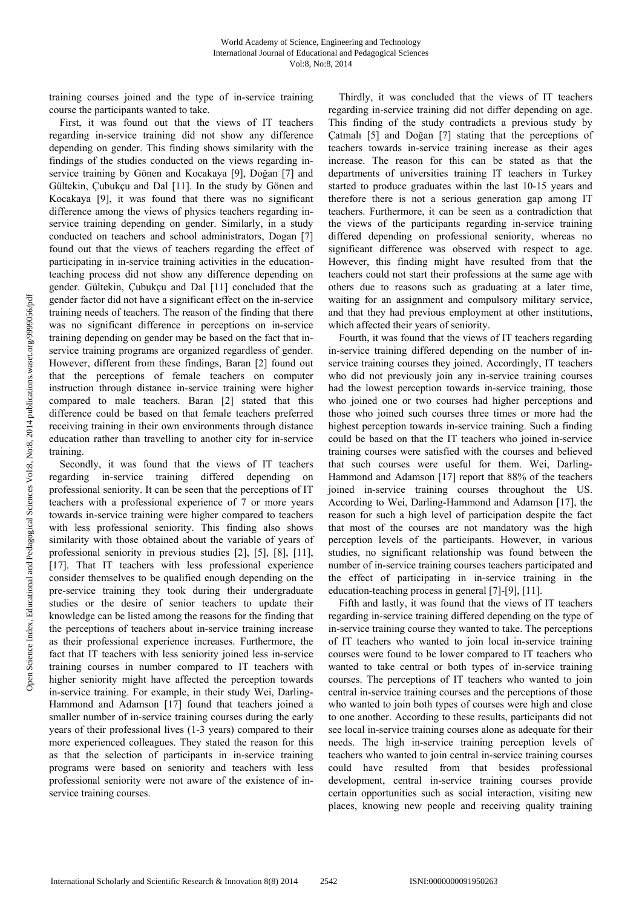training courses joined and the type of in-service training course the participants wanted to take.

First, it was found out that the views of IT teachers regarding in-service training did not show any difference depending on gender. This finding shows similarity with the findings of the studies conducted on the views regarding in-service training by Gönen and Kocakaya [9], Doğan [7] and Gültekin, Çubukçu and Dal [11]. In the study by Gönen and Kocakaya [9], it was found that there was no significant difference among the views of physics teachers regarding in-service training depending on gender. Similarly, in a study conducted on teachers and school administrators, Dogan [7] found out that the views of teachers regarding the effect of participating in in-service training activities in the education-teaching process did not show any difference depending on gender. Gültekin, Çubukçu and Dal [11] concluded that the gender factor did not have a significant effect on the in-service training needs of teachers. The reason of the finding that there was no significant difference in perceptions on in-service training depending on gender may be based on the fact that in-service training programs are organized regardless of gender. However, different from these findings, Baran [2] found out that the perceptions of female teachers on computer instruction through distance in-service training were higher compared to male teachers. Baran [2] stated that this difference could be based on that female teachers preferred receiving training in their own environments through distance education rather than travelling to another city for in-service training.

Secondly, it was found that the views of IT teachers regarding in-service training differed depending on professional seniority. It can be seen that the perceptions of IT teachers with a professional experience of 7 or more years towards in-service training were higher compared to teachers with less professional seniority. This finding also shows similarity with those obtained about the variable of years of professional seniority in previous studies [2], [5], [8], [11], [17]. That IT teachers with less professional experience consider themselves to be qualified enough depending on the pre-service training they took during their undergraduate studies or the desire of senior teachers to update their knowledge can be listed among the reasons for the finding that the perceptions of teachers about in-service training increase as their professional experience increases. Furthermore, the fact that IT teachers with less seniority joined less in-service training courses in number compared to IT teachers with higher seniority might have affected the perception towards in-service training. For example, in their study Wei, Darling-Hammond and Adamson [17] found that teachers joined a smaller number of in-service training courses during the early years of their professional lives (1-3 years) compared to their more experienced colleagues. They stated the reason for this as that the selection of participants in in-service training programs were based on seniority and teachers with less professional seniority were not aware of the existence of in-service training courses.

Thirdly, it was concluded that the views of IT teachers regarding in-service training did not differ depending on age. This finding of the study contradicts a previous study by Çatmalı [5] and Doğan [7] stating that the perceptions of teachers towards in-service training increase as their ages increase. The reason for this can be stated as that the departments of universities training IT teachers in Turkey started to produce graduates within the last 10-15 years and therefore there is not a serious generation gap among IT teachers. Furthermore, it can be seen as a contradiction that the views of the participants regarding in-service training differed depending on professional seniority, whereas no significant difference was observed with respect to age. However, this finding might have resulted from that the teachers could not start their professions at the same age with others due to reasons such as graduating at a later time, waiting for an assignment and compulsory military service, and that they had previous employment at other institutions, which affected their years of seniority.

Fourth, it was found that the views of IT teachers regarding in-service training differed depending on the number of in-service training courses they joined. Accordingly, IT teachers who did not previously join any in-service training courses had the lowest perception towards in-service training, those who joined one or two courses had higher perceptions and those who joined such courses three times or more had the highest perception towards in-service training. Such a finding could be based on that the IT teachers who joined in-service training courses were satisfied with the courses and believed that such courses were useful for them. Wei, Darling-Hammond and Adamson [17] report that 88% of the teachers joined in-service training courses throughout the US. According to Wei, Darling-Hammond and Adamson [17], the reason for such a high level of participation despite the fact that most of the courses are not mandatory was the high perception levels of the participants. However, in various studies, no significant relationship was found between the number of in-service training courses teachers participated and the effect of participating in in-service training in the education-teaching process in general [7]-[9], [11].

Fifth and lastly, it was found that the views of IT teachers regarding in-service training differed depending on the type of in-service training course they wanted to take. The perceptions of IT teachers who wanted to join local in-service training courses were found to be lower compared to IT teachers who wanted to take central or both types of in-service training courses. The perceptions of IT teachers who wanted to join central in-service training courses and the perceptions of those who wanted to join both types of courses were high and close to one another. According to these results, participants did not see local in-service training courses alone as adequate for their needs. The high in-service training perception levels of teachers who wanted to join central in-service training courses could have resulted from that besides professional development, central in-service training courses provide certain opportunities such as social interaction, visiting new places, knowing new people and receiving quality training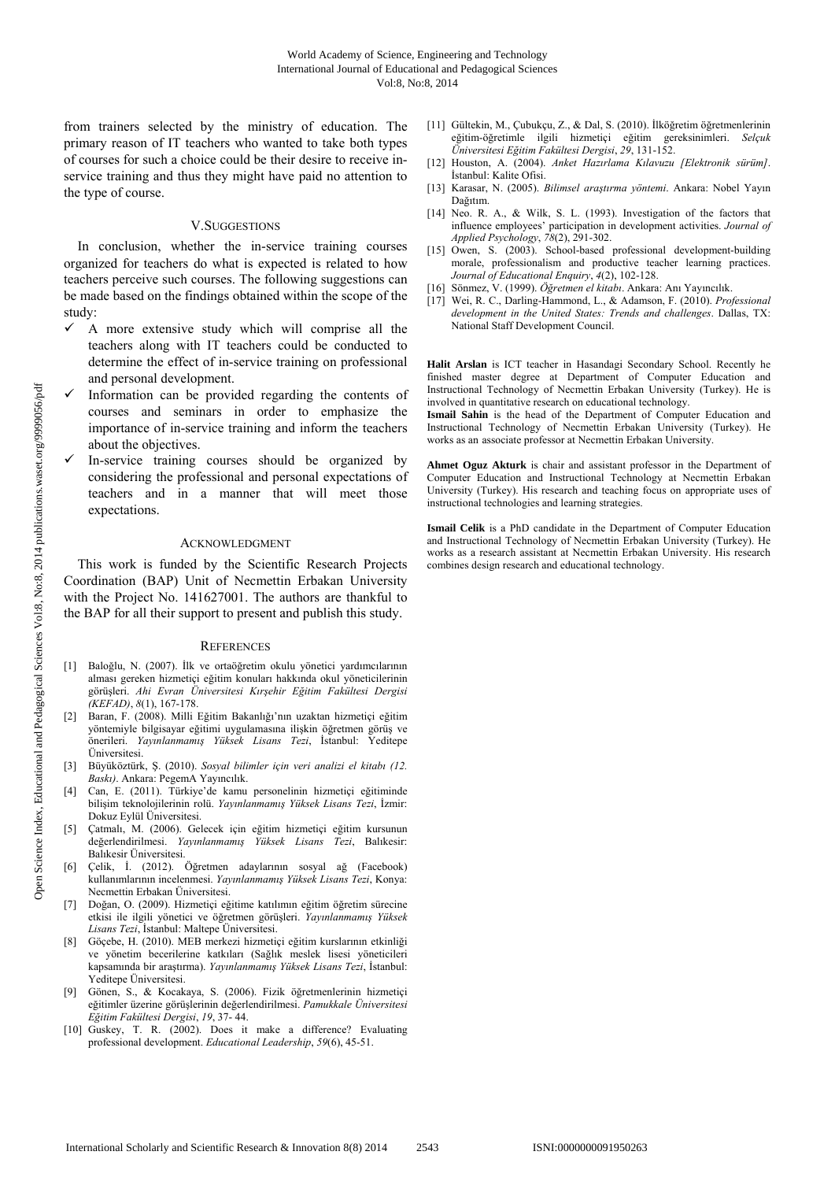from trainers selected by the ministry of education. The primary reason of IT teachers who wanted to take both types of courses for such a choice could be their desire to receive in-service training and thus they might have paid no attention to the type of course.

## V. Suggestions

In conclusion, whether the in-service training courses organized for teachers do what is expected is related to how teachers perceive such courses. The following suggestions can be made based on the findings obtained within the scope of the study:

- ✓ A more extensive study which will comprise all the teachers along with IT teachers could be conducted to determine the effect of in-service training on professional and personal development.
- ✓ Information can be provided regarding the contents of courses and seminars in order to emphasize the importance of in-service training and inform the teachers about the objectives.
- ✓ In-service training courses should be organized by considering the professional and personal expectations of teachers and in a manner that will meet those expectations.

## Acknowledgment

This work is funded by the Scientific Research Projects Coordination (BAP) Unit of Necmettin Erbakan University with the Project No. 141627001. The authors are thankful to the BAP for all their support to present and publish this study.

## References

[1] Baloğlu, N. (2007). İlk ve ortaöğretim okulu yönetici yardımcılarının alması gereken hizmetiçi eğitim konuları hakkında okul yöneticilerinin görüşleri. *Ahi Evran Üniversitesi Kırşehir Eğitim Fakültesi Dergisi (KEFAD)*, *8*(1), 167-178.

[2] Baran, F. (2008). Milli Eğitim Bakanlığı'nın uzaktan hizmetiçi eğitim yöntemiyle bilgisayar eğitimi uygulamasına ilişkin öğretmen görüş ve önerileri. *Yayınlanmamış Yüksek Lisans Tezi*, İstanbul: Yeditepe Üniversitesi.

[3] Büyüköztürk, Ş. (2010). *Sosyal bilimler için veri analizi el kitabı (12. Baskı)*. Ankara: PegemA Yayıncılık.

[4] Can, E. (2011). Türkiye'de kamu personelinin hizmetiçi eğitiminde bilişim teknolojilerinin rolü. *Yayınlanmamış Yüksek Lisans Tezi*, İzmir: Dokuz Eylül Üniversitesi.

[5] Çatmalı, M. (2006). Gelecek için eğitim hizmetiçi eğitim kursunun değerlendirilmesi. *Yayınlanmamış Yüksek Lisans Tezi*, Balıkesir: Balıkesir Üniversitesi.

[6] Çelik, İ. (2012). Öğretmen adaylarının sosyal ağ (Facebook) kullanımlarının incelenmesi. *Yayınlanmamış Yüksek Lisans Tezi*, Konya: Necmettin Erbakan Üniversitesi.

[7] Doğan, O. (2009). Hizmetiçi eğitime katılımın eğitim öğretim sürecine etkisi ile ilgili yönetici ve öğretmen görüşleri. *Yayınlanmamış Yüksek Lisans Tezi*, İstanbul: Maltepe Üniversitesi.

[8] Göçebe, H. (2010). MEB merkezi hizmetiçi eğitim kurslarının etkinliği ve yönetim becerilerine katkıları (Sağlık meslek lisesi yöneticileri kapsamında bir araştırma). *Yayınlanmamış Yüksek Lisans Tezi*, İstanbul: Yeditepe Üniversitesi.

[9] Gönen, S., & Kocakaya, S. (2006). Fizik öğretmenlerinin hizmetiçi eğitimler üzerine görüşlerinin değerlendirilmesi. *Pamukkale Üniversitesi Eğitim Fakültesi Dergisi*, *19*, 37- 44.

[10] Guskey, T. R. (2002). Does it make a difference? Evaluating professional development. *Educational Leadership*, *59*(6), 45-51.

[11] Gültekin, M., Çubukçu, Z., & Dal, S. (2010). İlköğretim öğretmenlerinin eğitim-öğretimle ilgili hizmetiçi eğitim gereksinimleri. *Selçuk Üniversitesi Eğitim Fakültesi Dergisi*, *29*, 131-152.

[12] Houston, A. (2004). *Anket Hazırlama Kılavuzu [Elektronik sürüm]*. İstanbul: Kalite Ofisi.

[13] Karasar, N. (2005). *Bilimsel araştırma yöntemi*. Ankara: Nobel Yayın Dağıtım.

[14] Neo. R. A., & Wilk, S. L. (1993). Investigation of the factors that influence employees' participation in development activities. *Journal of Applied Psychology*, *78*(2), 291-302.

[15] Owen, S. (2003). School-based professional development-building morale, professionalism and productive teacher learning practices. *Journal of Educational Enquiry*, *4*(2), 102-128.

[16] Sönmez, V. (1999). *Öğretmen el kitabı*. Ankara: Anı Yayıncılık.

[17] Wei, R. C., Darling-Hammond, L., & Adamson, F. (2010). *Professional development in the United States: Trends and challenges*. Dallas, TX: National Staff Development Council.

**Halit Arslan** is ICT teacher in Hasandagi Secondary School. Recently he finished master degree at Department of Computer Education and Instructional Technology of Necmettin Erbakan University (Turkey). He is involved in quantitative research on educational technology.

**Ismail Sahin** is the head of the Department of Computer Education and Instructional Technology of Necmettin Erbakan University (Turkey). He works as an associate professor at Necmettin Erbakan University.

**Ahmet Oguz Akturk** is chair and assistant professor in the Department of Computer Education and Instructional Technology at Necmettin Erbakan University (Turkey). His research and teaching focus on appropriate uses of instructional technologies and learning strategies.

**Ismail Celik** is a PhD candidate in the Department of Computer Education and Instructional Technology of Necmettin Erbakan University (Turkey). He works as a research assistant at Necmettin Erbakan University. His research combines design research and educational technology.